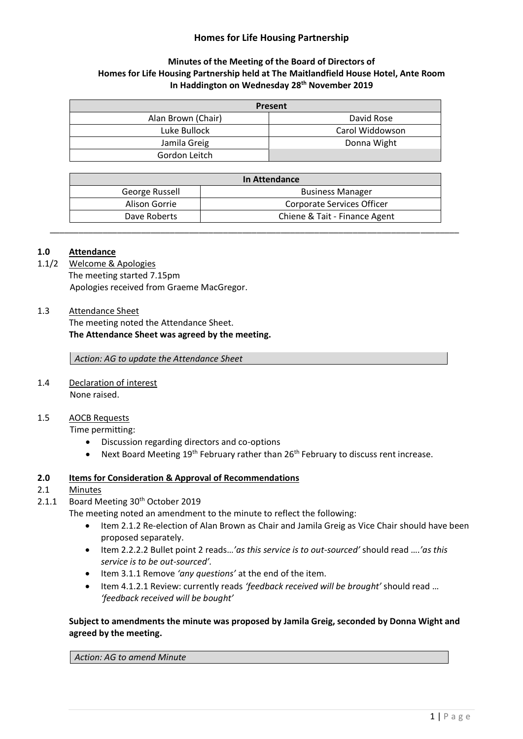# Homes for Life Housing Partnership

## Minutes of the Meeting of the Board of Directors of Homes for Life Housing Partnership held at The Maitlandfield House Hotel, Ante Room In Haddington on Wednesday 28th November 2019

| Present | |
|---|---|
| Alan Brown (Chair) | David Rose |
| Luke Bullock | Carol Widdowson |
| Jamila Greig | Donna Wight |
| Gordon Leitch | |

| In Attendance | |
|---|---|
| George Russell | Business Manager |
| Alison Gorrie | Corporate Services Officer |
| Dave Roberts | Chiene & Tait - Finance Agent |

---

**1.0 Attendance**

1.1/2 Welcome & Apologies

The meeting started 7.15pm

Apologies received from Graeme MacGregor.

1.3 Attendance Sheet

The meeting noted the Attendance Sheet.

**The Attendance Sheet was agreed by the meeting.**

*Action: AG to update the Attendance Sheet*

1.4 Declaration of interest

None raised.

1.5 AOCB Requests

Time permitting:

- Discussion regarding directors and co-options
- Next Board Meeting 19th February rather than 26th February to discuss rent increase.

**2.0 Items for Consideration & Approval of Recommendations**

2.1 Minutes

2.1.1 Board Meeting 30th October 2019

The meeting noted an amendment to the minute to reflect the following:

- Item 2.1.2 Re-election of Alan Brown as Chair and Jamila Greig as Vice Chair should have been proposed separately.
- Item 2.2.2.2 Bullet point 2 reads…*'as this service is to out-sourced'* should read ….*'as this service is to be out-sourced'.*
- Item 3.1.1 Remove *'any questions'* at the end of the item.
- Item 4.1.2.1 Review: currently reads *'feedback received will be brought'* should read … *'feedback received will be bought'*

**Subject to amendments the minute was proposed by Jamila Greig, seconded by Donna Wight and agreed by the meeting.**

*Action: AG to amend Minute*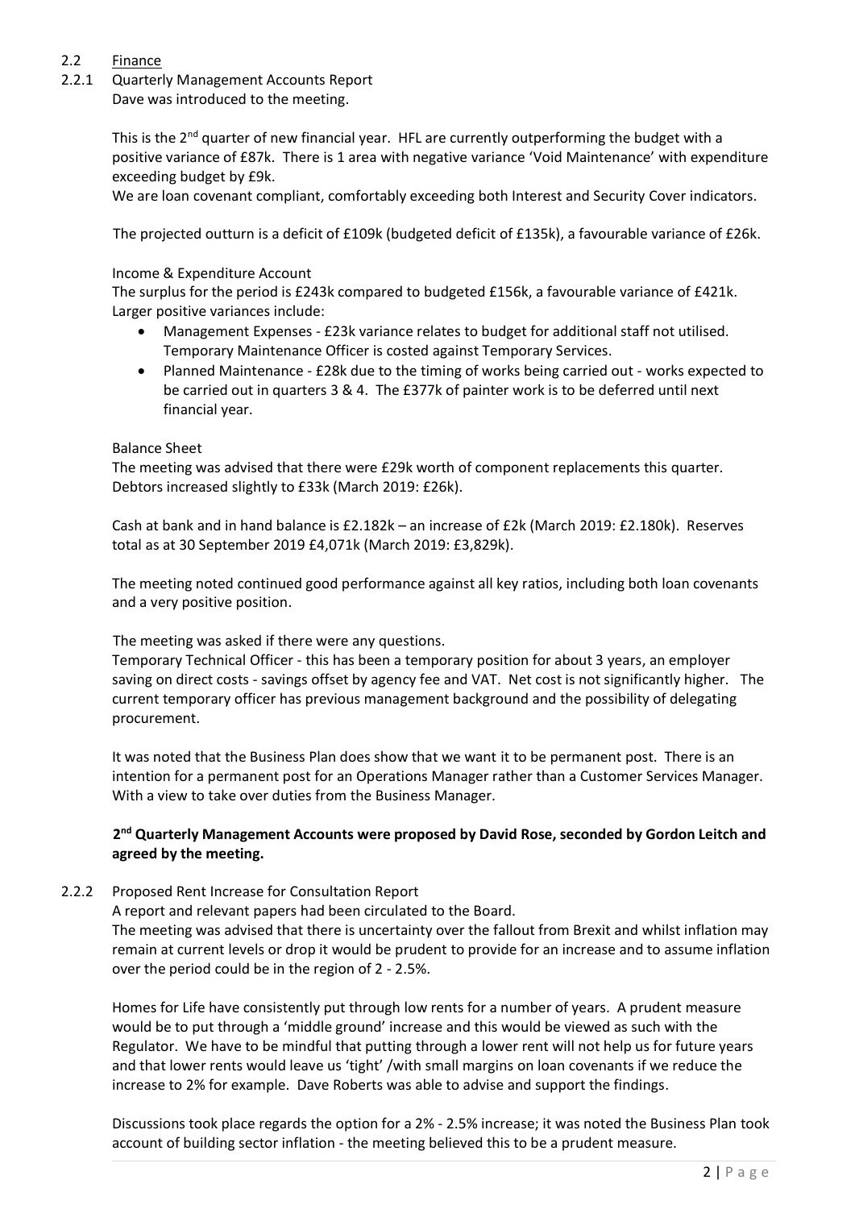## 2.2 Finance

### 2.2.1 Quarterly Management Accounts Report

Dave was introduced to the meeting.

This is the 2nd quarter of new financial year. HFL are currently outperforming the budget with a positive variance of £87k. There is 1 area with negative variance 'Void Maintenance' with expenditure exceeding budget by £9k.

We are loan covenant compliant, comfortably exceeding both Interest and Security Cover indicators.

The projected outturn is a deficit of £109k (budgeted deficit of £135k), a favourable variance of £26k.

Income & Expenditure Account

The surplus for the period is £243k compared to budgeted £156k, a favourable variance of £421k. Larger positive variances include:

- Management Expenses - £23k variance relates to budget for additional staff not utilised. Temporary Maintenance Officer is costed against Temporary Services.
- Planned Maintenance - £28k due to the timing of works being carried out - works expected to be carried out in quarters 3 & 4. The £377k of painter work is to be deferred until next financial year.

Balance Sheet

The meeting was advised that there were £29k worth of component replacements this quarter. Debtors increased slightly to £33k (March 2019: £26k).

Cash at bank and in hand balance is £2.182k – an increase of £2k (March 2019: £2.180k). Reserves total as at 30 September 2019 £4,071k (March 2019: £3,829k).

The meeting noted continued good performance against all key ratios, including both loan covenants and a very positive position.

The meeting was asked if there were any questions.

Temporary Technical Officer - this has been a temporary position for about 3 years, an employer saving on direct costs - savings offset by agency fee and VAT. Net cost is not significantly higher. The current temporary officer has previous management background and the possibility of delegating procurement.

It was noted that the Business Plan does show that we want it to be permanent post. There is an intention for a permanent post for an Operations Manager rather than a Customer Services Manager. With a view to take over duties from the Business Manager.

**2nd Quarterly Management Accounts were proposed by David Rose, seconded by Gordon Leitch and agreed by the meeting.**

### 2.2.2 Proposed Rent Increase for Consultation Report

A report and relevant papers had been circulated to the Board.

The meeting was advised that there is uncertainty over the fallout from Brexit and whilst inflation may remain at current levels or drop it would be prudent to provide for an increase and to assume inflation over the period could be in the region of 2 - 2.5%.

Homes for Life have consistently put through low rents for a number of years. A prudent measure would be to put through a 'middle ground' increase and this would be viewed as such with the Regulator. We have to be mindful that putting through a lower rent will not help us for future years and that lower rents would leave us 'tight' /with small margins on loan covenants if we reduce the increase to 2% for example. Dave Roberts was able to advise and support the findings.

Discussions took place regards the option for a 2% - 2.5% increase; it was noted the Business Plan took account of building sector inflation - the meeting believed this to be a prudent measure.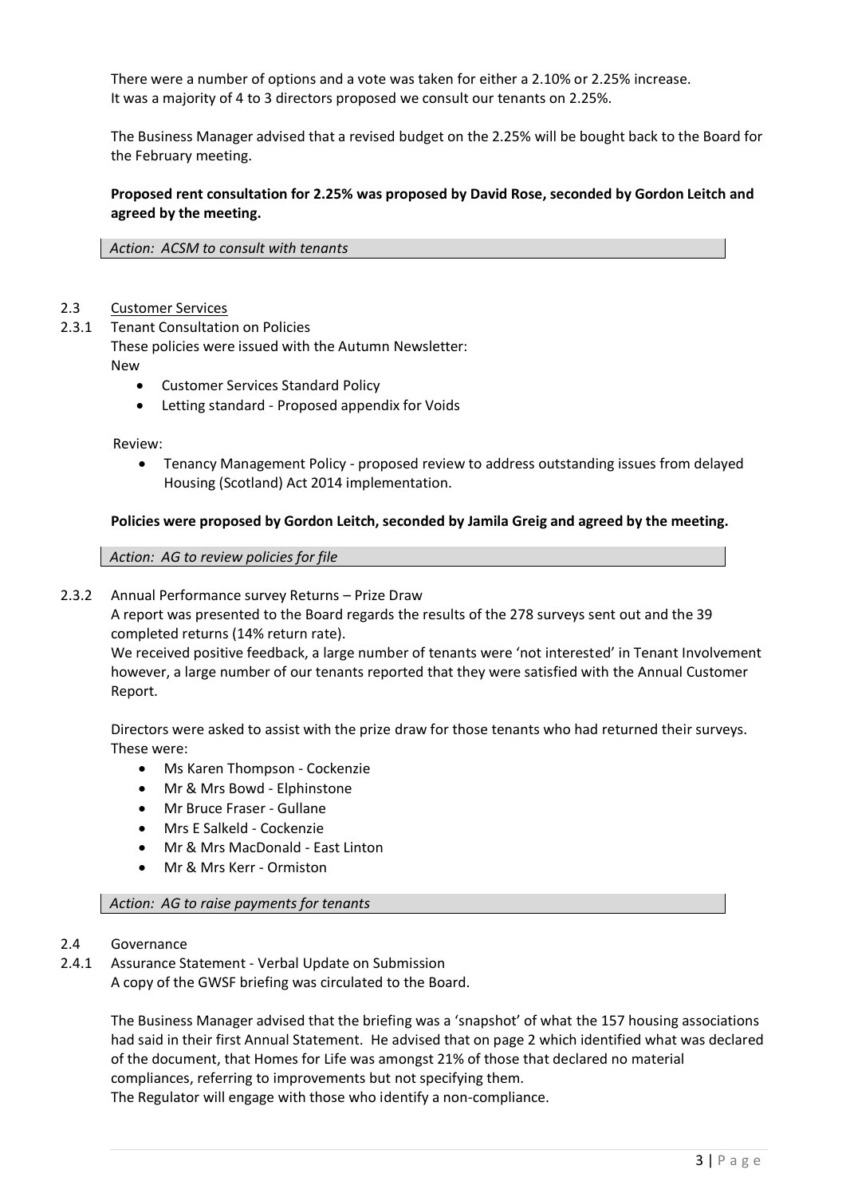There were a number of options and a vote was taken for either a 2.10% or 2.25% increase. It was a majority of 4 to 3 directors proposed we consult our tenants on 2.25%.

The Business Manager advised that a revised budget on the 2.25% will be bought back to the Board for the February meeting.

**Proposed rent consultation for 2.25% was proposed by David Rose, seconded by Gordon Leitch and agreed by the meeting.**

*Action: ACSM to consult with tenants*

2.3 Customer Services

2.3.1 Tenant Consultation on Policies

These policies were issued with the Autumn Newsletter:

New

- Customer Services Standard Policy
- Letting standard - Proposed appendix for Voids

Review:

- Tenancy Management Policy - proposed review to address outstanding issues from delayed Housing (Scotland) Act 2014 implementation.

**Policies were proposed by Gordon Leitch, seconded by Jamila Greig and agreed by the meeting.**

*Action: AG to review policies for file*

2.3.2 Annual Performance survey Returns – Prize Draw

A report was presented to the Board regards the results of the 278 surveys sent out and the 39 completed returns (14% return rate).

We received positive feedback, a large number of tenants were 'not interested' in Tenant Involvement however, a large number of our tenants reported that they were satisfied with the Annual Customer Report.

Directors were asked to assist with the prize draw for those tenants who had returned their surveys. These were:

- Ms Karen Thompson - Cockenzie
- Mr & Mrs Bowd - Elphinstone
- Mr Bruce Fraser - Gullane
- Mrs E Salkeld - Cockenzie
- Mr & Mrs MacDonald - East Linton
- Mr & Mrs Kerr - Ormiston

*Action: AG to raise payments for tenants*

2.4 Governance

2.4.1 Assurance Statement - Verbal Update on Submission

A copy of the GWSF briefing was circulated to the Board.

The Business Manager advised that the briefing was a 'snapshot' of what the 157 housing associations had said in their first Annual Statement. He advised that on page 2 which identified what was declared of the document, that Homes for Life was amongst 21% of those that declared no material compliances, referring to improvements but not specifying them.

The Regulator will engage with those who identify a non-compliance.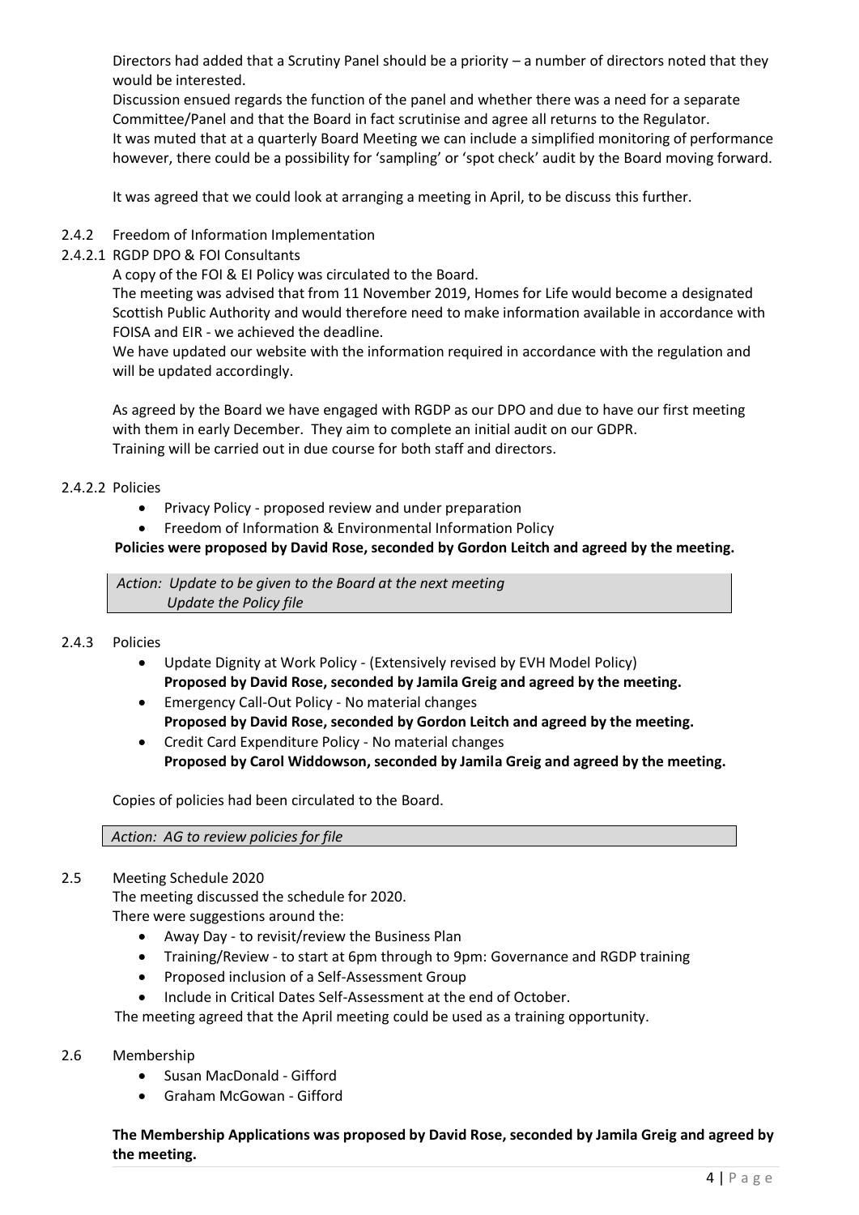Directors had added that a Scrutiny Panel should be a priority – a number of directors noted that they would be interested.

Discussion ensued regards the function of the panel and whether there was a need for a separate Committee/Panel and that the Board in fact scrutinise and agree all returns to the Regulator.

It was muted that at a quarterly Board Meeting we can include a simplified monitoring of performance however, there could be a possibility for 'sampling' or 'spot check' audit by the Board moving forward.

It was agreed that we could look at arranging a meeting in April, to be discuss this further.

2.4.2 Freedom of Information Implementation

2.4.2.1 RGDP DPO & FOI Consultants

A copy of the FOI & EI Policy was circulated to the Board.

The meeting was advised that from 11 November 2019, Homes for Life would become a designated Scottish Public Authority and would therefore need to make information available in accordance with FOISA and EIR - we achieved the deadline.

We have updated our website with the information required in accordance with the regulation and will be updated accordingly.

As agreed by the Board we have engaged with RGDP as our DPO and due to have our first meeting with them in early December. They aim to complete an initial audit on our GDPR.

Training will be carried out in due course for both staff and directors.

2.4.2.2 Policies

- Privacy Policy - proposed review and under preparation
- Freedom of Information & Environmental Information Policy

**Policies were proposed by David Rose, seconded by Gordon Leitch and agreed by the meeting.**

*Action: Update to be given to the Board at the next meeting*
*Update the Policy file*

2.4.3 Policies

- Update Dignity at Work Policy - (Extensively revised by EVH Model Policy)
  **Proposed by David Rose, seconded by Jamila Greig and agreed by the meeting.**
- Emergency Call-Out Policy - No material changes
  **Proposed by David Rose, seconded by Gordon Leitch and agreed by the meeting.**
- Credit Card Expenditure Policy - No material changes
  **Proposed by Carol Widdowson, seconded by Jamila Greig and agreed by the meeting.**

Copies of policies had been circulated to the Board.

*Action: AG to review policies for file*

2.5 Meeting Schedule 2020

The meeting discussed the schedule for 2020.

There were suggestions around the:

- Away Day - to revisit/review the Business Plan
- Training/Review - to start at 6pm through to 9pm: Governance and RGDP training
- Proposed inclusion of a Self-Assessment Group
- Include in Critical Dates Self-Assessment at the end of October.

The meeting agreed that the April meeting could be used as a training opportunity.

2.6 Membership

- Susan MacDonald - Gifford
- Graham McGowan - Gifford

**The Membership Applications was proposed by David Rose, seconded by Jamila Greig and agreed by the meeting.**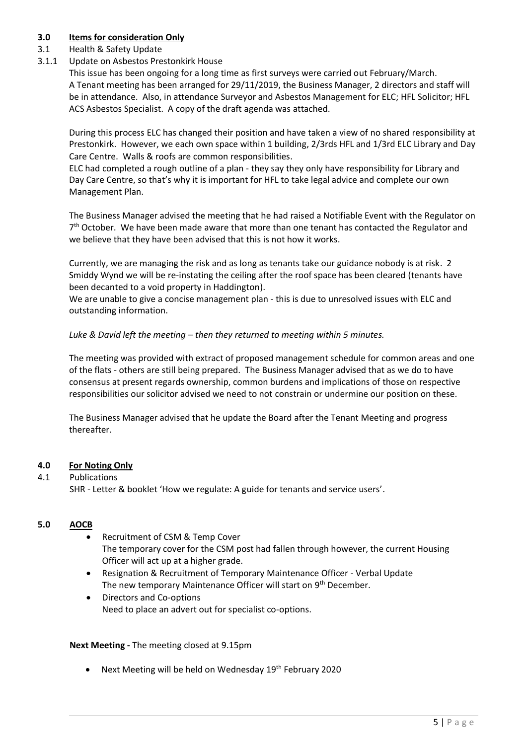## 3.0 Items for consideration Only

3.1 Health & Safety Update

3.1.1 Update on Asbestos Prestonkirk House

This issue has been ongoing for a long time as first surveys were carried out February/March. A Tenant meeting has been arranged for 29/11/2019, the Business Manager, 2 directors and staff will be in attendance. Also, in attendance Surveyor and Asbestos Management for ELC; HFL Solicitor; HFL ACS Asbestos Specialist. A copy of the draft agenda was attached.

During this process ELC has changed their position and have taken a view of no shared responsibility at Prestonkirk. However, we each own space within 1 building, 2/3rds HFL and 1/3rd ELC Library and Day Care Centre. Walls & roofs are common responsibilities.

ELC had completed a rough outline of a plan - they say they only have responsibility for Library and Day Care Centre, so that's why it is important for HFL to take legal advice and complete our own Management Plan.

The Business Manager advised the meeting that he had raised a Notifiable Event with the Regulator on 7th October. We have been made aware that more than one tenant has contacted the Regulator and we believe that they have been advised that this is not how it works.

Currently, we are managing the risk and as long as tenants take our guidance nobody is at risk. 2 Smiddy Wynd we will be re-instating the ceiling after the roof space has been cleared (tenants have been decanted to a void property in Haddington).

We are unable to give a concise management plan - this is due to unresolved issues with ELC and outstanding information.

*Luke & David left the meeting – then they returned to meeting within 5 minutes.*

The meeting was provided with extract of proposed management schedule for common areas and one of the flats - others are still being prepared. The Business Manager advised that as we do to have consensus at present regards ownership, common burdens and implications of those on respective responsibilities our solicitor advised we need to not constrain or undermine our position on these.

The Business Manager advised that he update the Board after the Tenant Meeting and progress thereafter.

## 4.0 For Noting Only

4.1 Publications

SHR - Letter & booklet 'How we regulate: A guide for tenants and service users'.

## 5.0 AOCB

- Recruitment of CSM & Temp Cover
  The temporary cover for the CSM post had fallen through however, the current Housing Officer will act up at a higher grade.
- Resignation & Recruitment of Temporary Maintenance Officer - Verbal Update
  The new temporary Maintenance Officer will start on 9th December.
- Directors and Co-options
  Need to place an advert out for specialist co-options.

**Next Meeting -** The meeting closed at 9.15pm

- Next Meeting will be held on Wednesday 19th February 2020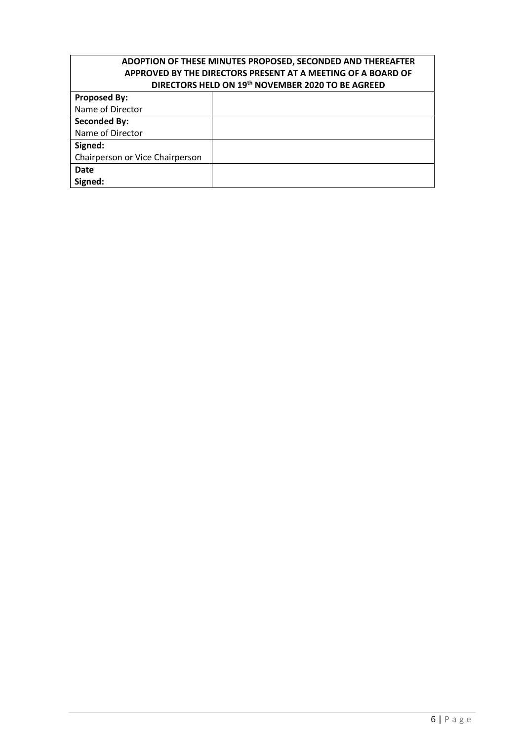| ADOPTION OF THESE MINUTES PROPOSED, SECONDED AND THEREAFTER APPROVED BY THE DIRECTORS PRESENT AT A MEETING OF A BOARD OF DIRECTORS HELD ON 19th NOVEMBER 2020 TO BE AGREED | |
|---|---|
| **Proposed By:** Name of Director | |
| **Seconded By:** Name of Director | |
| **Signed:** Chairperson or Vice Chairperson | |
| **Date Signed:** | |